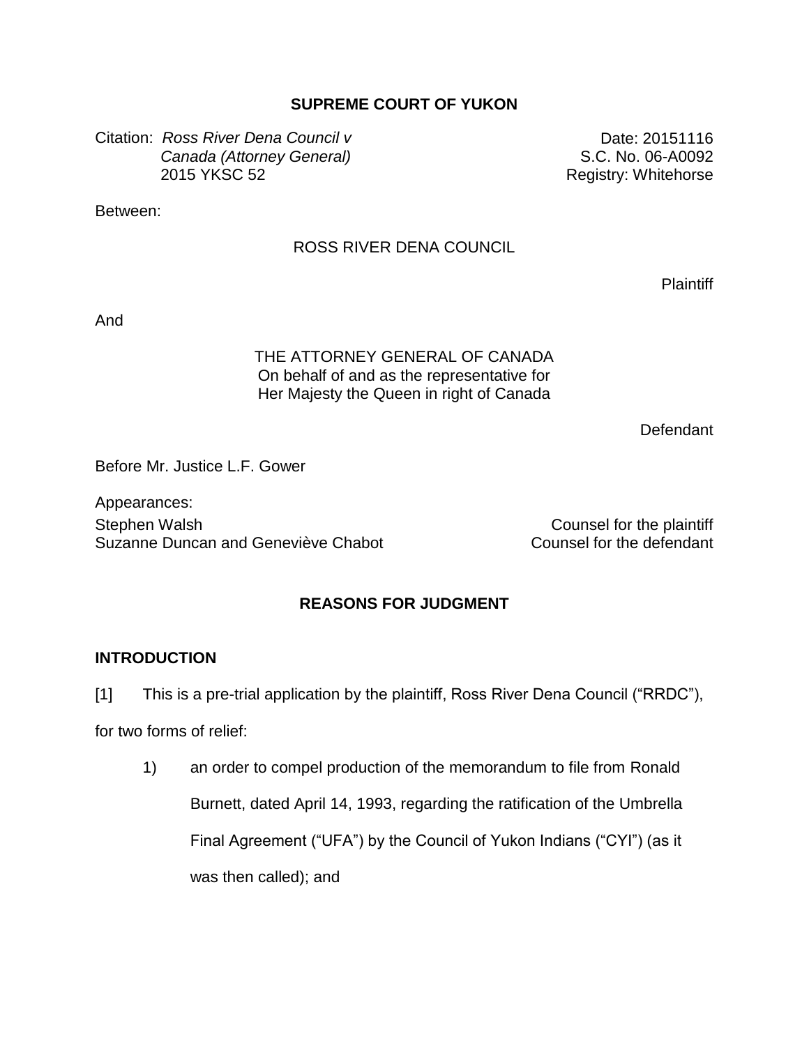**SUPREME COURT OF YUKON**

Citation: *Ross River Dena Council v Canada (Attorney General)* 2015 YKSC 52

Date: 20151116
S.C. No. 06-A0092
Registry: Whitehorse

Between:

ROSS RIVER DENA COUNCIL

Plaintiff

And

THE ATTORNEY GENERAL OF CANADA
On behalf of and as the representative for
Her Majesty the Queen in right of Canada

Defendant

Before Mr. Justice L.F. Gower

Appearances:

| | |
|---|---|
| Stephen Walsh | Counsel for the plaintiff |
| Suzanne Duncan and Geneviève Chabot | Counsel for the defendant |

**REASONS FOR JUDGMENT**

**INTRODUCTION**

[1] This is a pre-trial application by the plaintiff, Ross River Dena Council ("RRDC"), for two forms of relief:

1) an order to compel production of the memorandum to file from Ronald Burnett, dated April 14, 1993, regarding the ratification of the Umbrella Final Agreement ("UFA") by the Council of Yukon Indians ("CYI") (as it was then called); and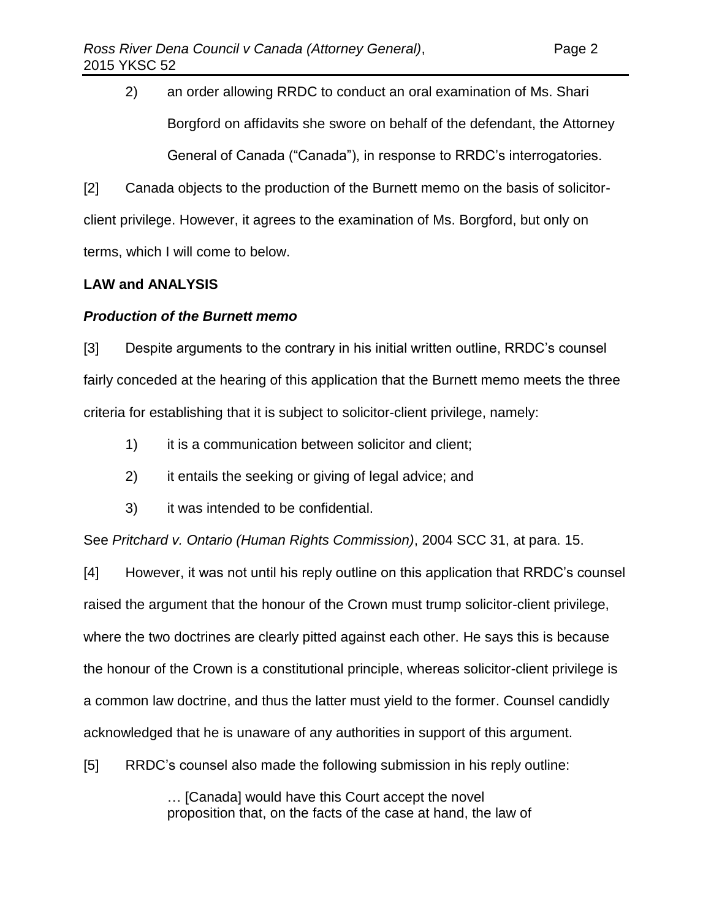2) an order allowing RRDC to conduct an oral examination of Ms. Shari Borgford on affidavits she swore on behalf of the defendant, the Attorney General of Canada ("Canada"), in response to RRDC's interrogatories.

[2] Canada objects to the production of the Burnett memo on the basis of solicitor-client privilege. However, it agrees to the examination of Ms. Borgford, but only on terms, which I will come to below.

**LAW and ANALYSIS**

***Production of the Burnett memo***

[3] Despite arguments to the contrary in his initial written outline, RRDC's counsel fairly conceded at the hearing of this application that the Burnett memo meets the three criteria for establishing that it is subject to solicitor-client privilege, namely:

1) it is a communication between solicitor and client;
2) it entails the seeking or giving of legal advice; and
3) it was intended to be confidential.

See *Pritchard v. Ontario (Human Rights Commission)*, 2004 SCC 31, at para. 15.

[4] However, it was not until his reply outline on this application that RRDC's counsel raised the argument that the honour of the Crown must trump solicitor-client privilege, where the two doctrines are clearly pitted against each other. He says this is because the honour of the Crown is a constitutional principle, whereas solicitor-client privilege is a common law doctrine, and thus the latter must yield to the former. Counsel candidly acknowledged that he is unaware of any authorities in support of this argument.

[5] RRDC's counsel also made the following submission in his reply outline:

> … [Canada] would have this Court accept the novel proposition that, on the facts of the case at hand, the law of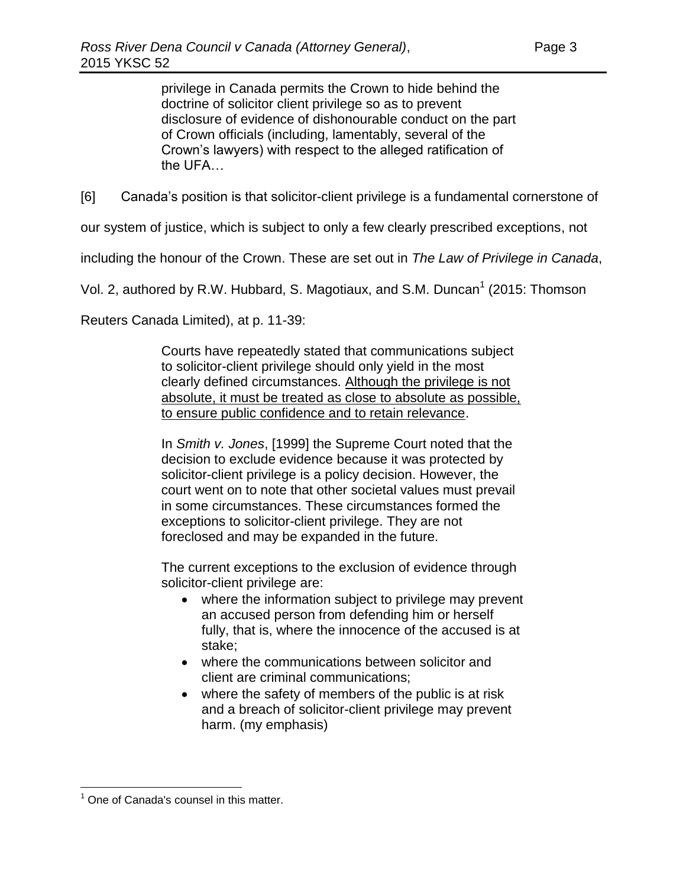> privilege in Canada permits the Crown to hide behind the doctrine of solicitor client privilege so as to prevent disclosure of evidence of dishonourable conduct on the part of Crown officials (including, lamentably, several of the Crown's lawyers) with respect to the alleged ratification of the UFA…

[6] Canada's position is that solicitor-client privilege is a fundamental cornerstone of our system of justice, which is subject to only a few clearly prescribed exceptions, not including the honour of the Crown. These are set out in *The Law of Privilege in Canada*, Vol. 2, authored by R.W. Hubbard, S. Magotiaux, and S.M. Duncan[1] (2015: Thomson Reuters Canada Limited), at p. 11-39:

> Courts have repeatedly stated that communications subject to solicitor-client privilege should only yield in the most clearly defined circumstances. <u>Although the privilege is not absolute, it must be treated as close to absolute as possible, to ensure public confidence and to retain relevance</u>.
>
> In *Smith v. Jones*, [1999] the Supreme Court noted that the decision to exclude evidence because it was protected by solicitor-client privilege is a policy decision. However, the court went on to note that other societal values must prevail in some circumstances. These circumstances formed the exceptions to solicitor-client privilege. They are not foreclosed and may be expanded in the future.
>
> The current exceptions to the exclusion of evidence through solicitor-client privilege are:
>
> - where the information subject to privilege may prevent an accused person from defending him or herself fully, that is, where the innocence of the accused is at stake;
> - where the communications between solicitor and client are criminal communications;
> - where the safety of members of the public is at risk and a breach of solicitor-client privilege may prevent harm. (my emphasis)

[1] One of Canada's counsel in this matter.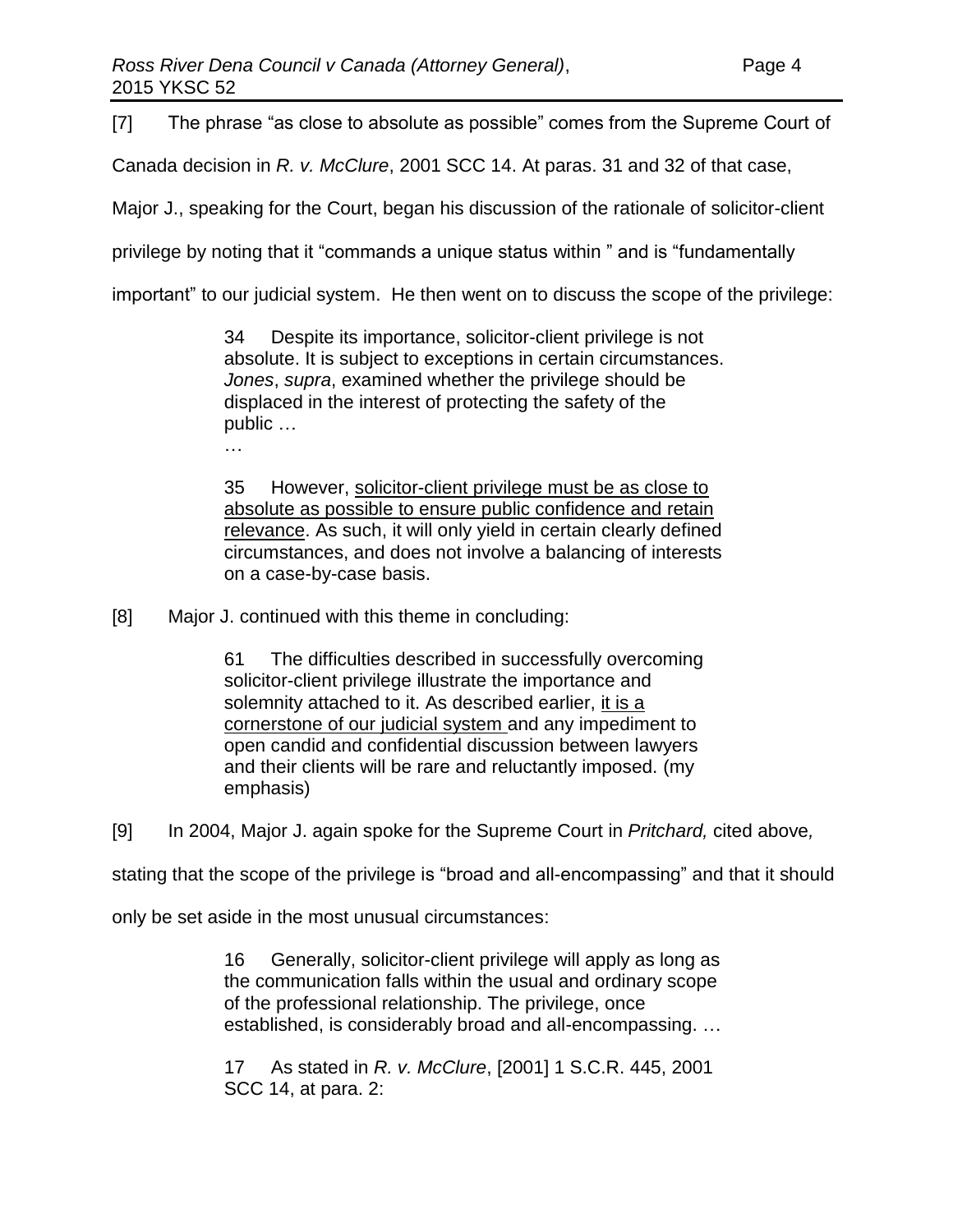[7] The phrase “as close to absolute as possible” comes from the Supreme Court of Canada decision in *R. v. McClure*, 2001 SCC 14. At paras. 31 and 32 of that case, Major J., speaking for the Court, began his discussion of the rationale of solicitor-client privilege by noting that it “commands a unique status within ” and is “fundamentally important” to our judicial system. He then went on to discuss the scope of the privilege:

> 34 Despite its importance, solicitor-client privilege is not absolute. It is subject to exceptions in certain circumstances. *Jones*, *supra*, examined whether the privilege should be displaced in the interest of protecting the safety of the public …
>
> …
>
> 35 However, <u>solicitor-client privilege must be as close to absolute as possible to ensure public confidence and retain relevance</u>. As such, it will only yield in certain clearly defined circumstances, and does not involve a balancing of interests on a case-by-case basis.

[8] Major J. continued with this theme in concluding:

> 61 The difficulties described in successfully overcoming solicitor-client privilege illustrate the importance and solemnity attached to it. As described earlier, <u>it is a cornerstone of our judicial system</u> and any impediment to open candid and confidential discussion between lawyers and their clients will be rare and reluctantly imposed. (my emphasis)

[9] In 2004, Major J. again spoke for the Supreme Court in *Pritchard,* cited above*,* stating that the scope of the privilege is “broad and all-encompassing” and that it should only be set aside in the most unusual circumstances:

> 16 Generally, solicitor-client privilege will apply as long as the communication falls within the usual and ordinary scope of the professional relationship. The privilege, once established, is considerably broad and all-encompassing. …
>
> 17 As stated in *R. v. McClure*, [2001] 1 S.C.R. 445, 2001 SCC 14, at para. 2: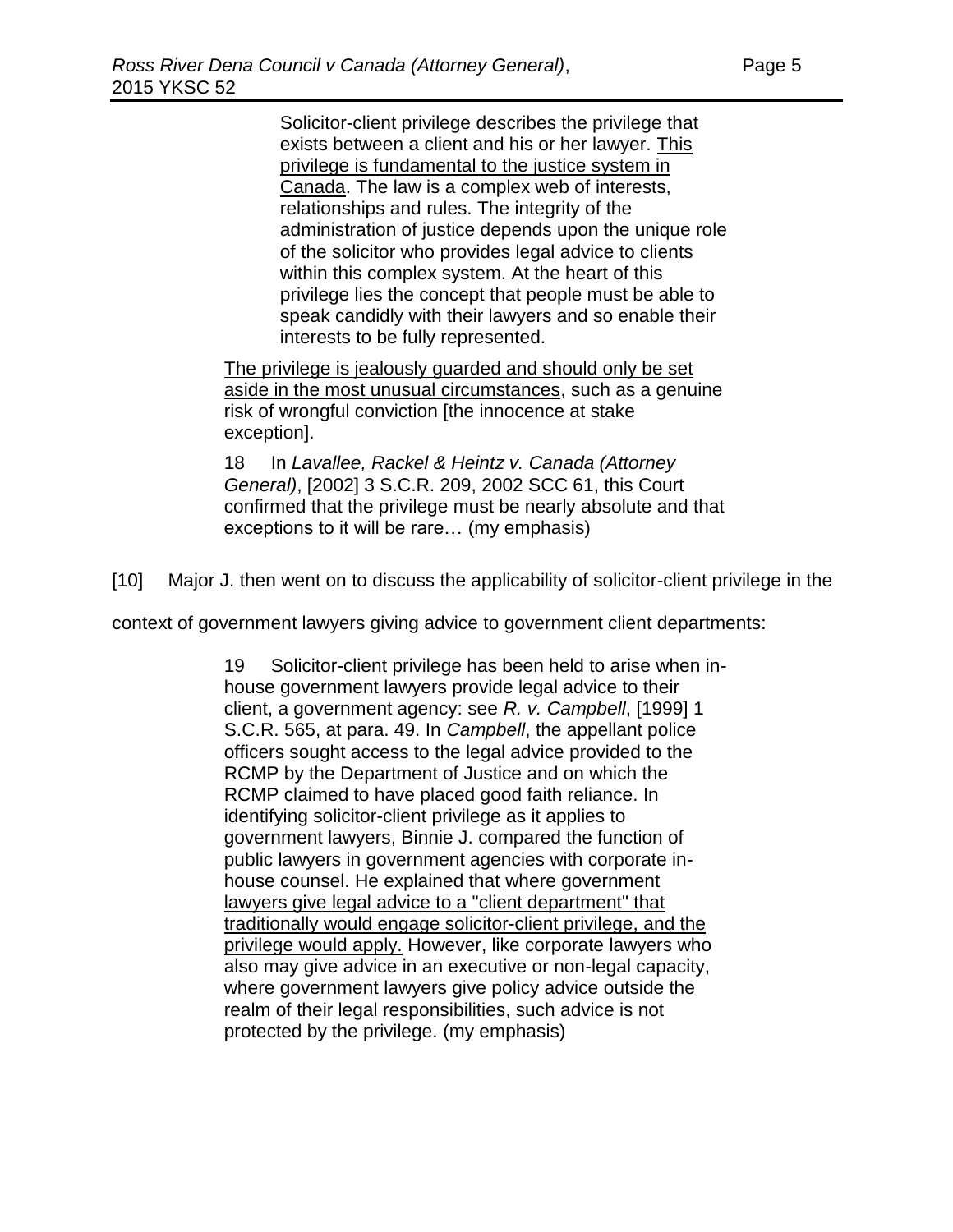> > Solicitor-client privilege describes the privilege that exists between a client and his or her lawyer. <u>This privilege is fundamental to the justice system in Canada</u>. The law is a complex web of interests, relationships and rules. The integrity of the administration of justice depends upon the unique role of the solicitor who provides legal advice to clients within this complex system. At the heart of this privilege lies the concept that people must be able to speak candidly with their lawyers and so enable their interests to be fully represented.
>
> <u>The privilege is jealously guarded and should only be set aside in the most unusual circumstances</u>, such as a genuine risk of wrongful conviction [the innocence at stake exception].
>
> 18 In *Lavallee, Rackel & Heintz v. Canada (Attorney General)*, [2002] 3 S.C.R. 209, 2002 SCC 61, this Court confirmed that the privilege must be nearly absolute and that exceptions to it will be rare… (my emphasis)

[10] Major J. then went on to discuss the applicability of solicitor-client privilege in the context of government lawyers giving advice to government client departments:

> 19 Solicitor-client privilege has been held to arise when in-house government lawyers provide legal advice to their client, a government agency: see *R. v. Campbell*, [1999] 1 S.C.R. 565, at para. 49. In *Campbell*, the appellant police officers sought access to the legal advice provided to the RCMP by the Department of Justice and on which the RCMP claimed to have placed good faith reliance. In identifying solicitor-client privilege as it applies to government lawyers, Binnie J. compared the function of public lawyers in government agencies with corporate in-house counsel. He explained that <u>where government lawyers give legal advice to a "client department" that traditionally would engage solicitor-client privilege, and the privilege would apply.</u> However, like corporate lawyers who also may give advice in an executive or non-legal capacity, where government lawyers give policy advice outside the realm of their legal responsibilities, such advice is not protected by the privilege. (my emphasis)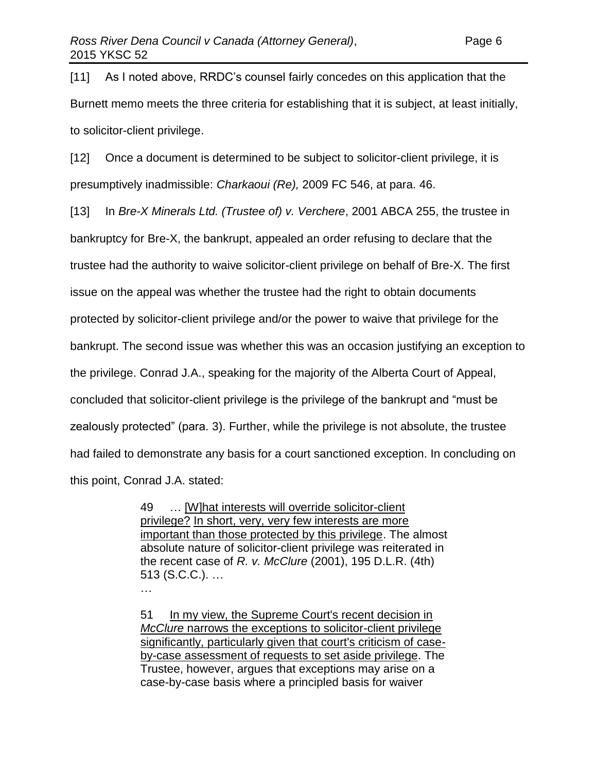[11] As I noted above, RRDC's counsel fairly concedes on this application that the Burnett memo meets the three criteria for establishing that it is subject, at least initially, to solicitor-client privilege.

[12] Once a document is determined to be subject to solicitor-client privilege, it is presumptively inadmissible: *Charkaoui (Re),* 2009 FC 546, at para. 46.

[13] In *Bre-X Minerals Ltd. (Trustee of) v. Verchere*, 2001 ABCA 255, the trustee in bankruptcy for Bre-X, the bankrupt, appealed an order refusing to declare that the trustee had the authority to waive solicitor-client privilege on behalf of Bre-X. The first issue on the appeal was whether the trustee had the right to obtain documents protected by solicitor-client privilege and/or the power to waive that privilege for the bankrupt. The second issue was whether this was an occasion justifying an exception to the privilege. Conrad J.A., speaking for the majority of the Alberta Court of Appeal, concluded that solicitor-client privilege is the privilege of the bankrupt and "must be zealously protected" (para. 3). Further, while the privilege is not absolute, the trustee had failed to demonstrate any basis for a court sanctioned exception. In concluding on this point, Conrad J.A. stated:

> 49 … <u>[W]hat interests will override solicitor-client privilege?</u> <u>In short, very, very few interests are more important than those protected by this privilege</u>. The almost absolute nature of solicitor-client privilege was reiterated in the recent case of *R. v. McClure* (2001), 195 D.L.R. (4th) 513 (S.C.C.). …
>
> …
>
> 51 <u>In my view, the Supreme Court's recent decision in *McClure* narrows the exceptions to solicitor-client privilege significantly, particularly given that court's criticism of case-by-case assessment of requests to set aside privilege</u>. The Trustee, however, argues that exceptions may arise on a case-by-case basis where a principled basis for waiver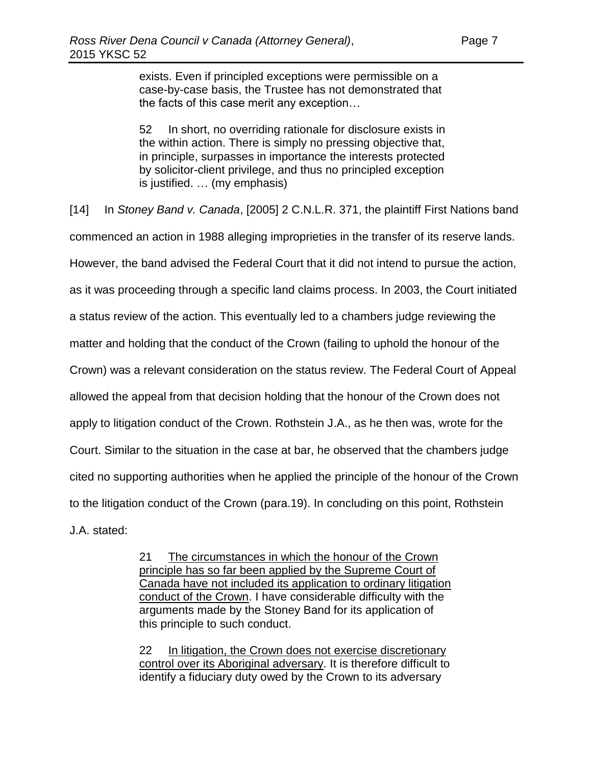> exists. Even if principled exceptions were permissible on a case-by-case basis, the Trustee has not demonstrated that the facts of this case merit any exception…
>
> 52 In short, no overriding rationale for disclosure exists in the within action. There is simply no pressing objective that, in principle, surpasses in importance the interests protected by solicitor-client privilege, and thus no principled exception is justified. … (my emphasis)

[14] In *Stoney Band v. Canada*, [2005] 2 C.N.L.R. 371, the plaintiff First Nations band commenced an action in 1988 alleging improprieties in the transfer of its reserve lands. However, the band advised the Federal Court that it did not intend to pursue the action, as it was proceeding through a specific land claims process. In 2003, the Court initiated a status review of the action. This eventually led to a chambers judge reviewing the matter and holding that the conduct of the Crown (failing to uphold the honour of the Crown) was a relevant consideration on the status review. The Federal Court of Appeal allowed the appeal from that decision holding that the honour of the Crown does not apply to litigation conduct of the Crown. Rothstein J.A., as he then was, wrote for the Court. Similar to the situation in the case at bar, he observed that the chambers judge cited no supporting authorities when he applied the principle of the honour of the Crown to the litigation conduct of the Crown (para.19). In concluding on this point, Rothstein J.A. stated:

> 21 <u>The circumstances in which the honour of the Crown principle has so far been applied by the Supreme Court of Canada have not included its application to ordinary litigation conduct of the Crown</u>. I have considerable difficulty with the arguments made by the Stoney Band for its application of this principle to such conduct.
>
> 22 <u>In litigation, the Crown does not exercise discretionary control over its Aboriginal adversary</u>. It is therefore difficult to identify a fiduciary duty owed by the Crown to its adversary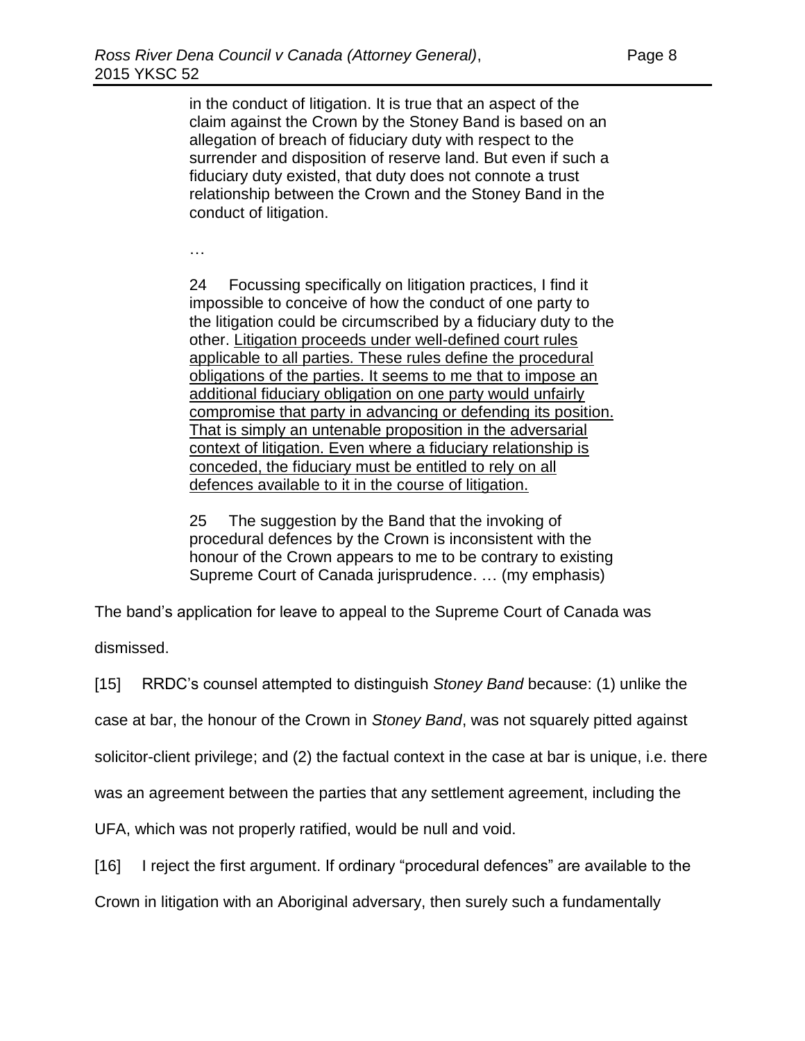> in the conduct of litigation. It is true that an aspect of the claim against the Crown by the Stoney Band is based on an allegation of breach of fiduciary duty with respect to the surrender and disposition of reserve land. But even if such a fiduciary duty existed, that duty does not connote a trust relationship between the Crown and the Stoney Band in the conduct of litigation.
>
> …
>
> 24 Focussing specifically on litigation practices, I find it impossible to conceive of how the conduct of one party to the litigation could be circumscribed by a fiduciary duty to the other. <u>Litigation proceeds under well-defined court rules applicable to all parties. These rules define the procedural obligations of the parties. It seems to me that to impose an additional fiduciary obligation on one party would unfairly compromise that party in advancing or defending its position. That is simply an untenable proposition in the adversarial context of litigation. Even where a fiduciary relationship is conceded, the fiduciary must be entitled to rely on all defences available to it in the course of litigation.</u>
>
> 25 The suggestion by the Band that the invoking of procedural defences by the Crown is inconsistent with the honour of the Crown appears to me to be contrary to existing Supreme Court of Canada jurisprudence. … (my emphasis)

The band's application for leave to appeal to the Supreme Court of Canada was dismissed.

[15] RRDC's counsel attempted to distinguish *Stoney Band* because: (1) unlike the case at bar, the honour of the Crown in *Stoney Band*, was not squarely pitted against solicitor-client privilege; and (2) the factual context in the case at bar is unique, i.e. there was an agreement between the parties that any settlement agreement, including the UFA, which was not properly ratified, would be null and void.

[16] I reject the first argument. If ordinary "procedural defences" are available to the Crown in litigation with an Aboriginal adversary, then surely such a fundamentally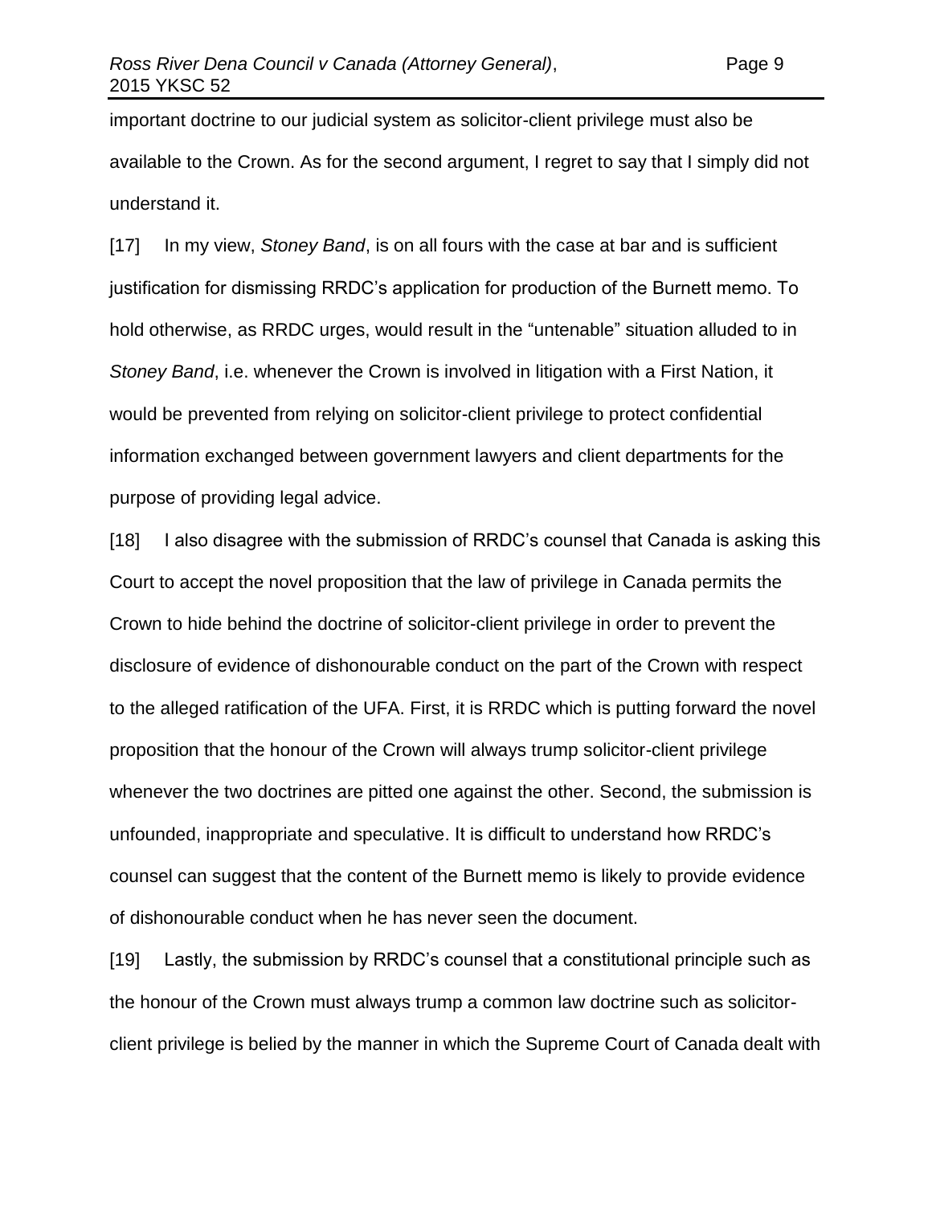important doctrine to our judicial system as solicitor-client privilege must also be available to the Crown. As for the second argument, I regret to say that I simply did not understand it.

[17] In my view, *Stoney Band*, is on all fours with the case at bar and is sufficient justification for dismissing RRDC's application for production of the Burnett memo. To hold otherwise, as RRDC urges, would result in the "untenable" situation alluded to in *Stoney Band*, i.e. whenever the Crown is involved in litigation with a First Nation, it would be prevented from relying on solicitor-client privilege to protect confidential information exchanged between government lawyers and client departments for the purpose of providing legal advice.

[18] I also disagree with the submission of RRDC's counsel that Canada is asking this Court to accept the novel proposition that the law of privilege in Canada permits the Crown to hide behind the doctrine of solicitor-client privilege in order to prevent the disclosure of evidence of dishonourable conduct on the part of the Crown with respect to the alleged ratification of the UFA. First, it is RRDC which is putting forward the novel proposition that the honour of the Crown will always trump solicitor-client privilege whenever the two doctrines are pitted one against the other. Second, the submission is unfounded, inappropriate and speculative. It is difficult to understand how RRDC's counsel can suggest that the content of the Burnett memo is likely to provide evidence of dishonourable conduct when he has never seen the document.

[19] Lastly, the submission by RRDC's counsel that a constitutional principle such as the honour of the Crown must always trump a common law doctrine such as solicitor-client privilege is belied by the manner in which the Supreme Court of Canada dealt with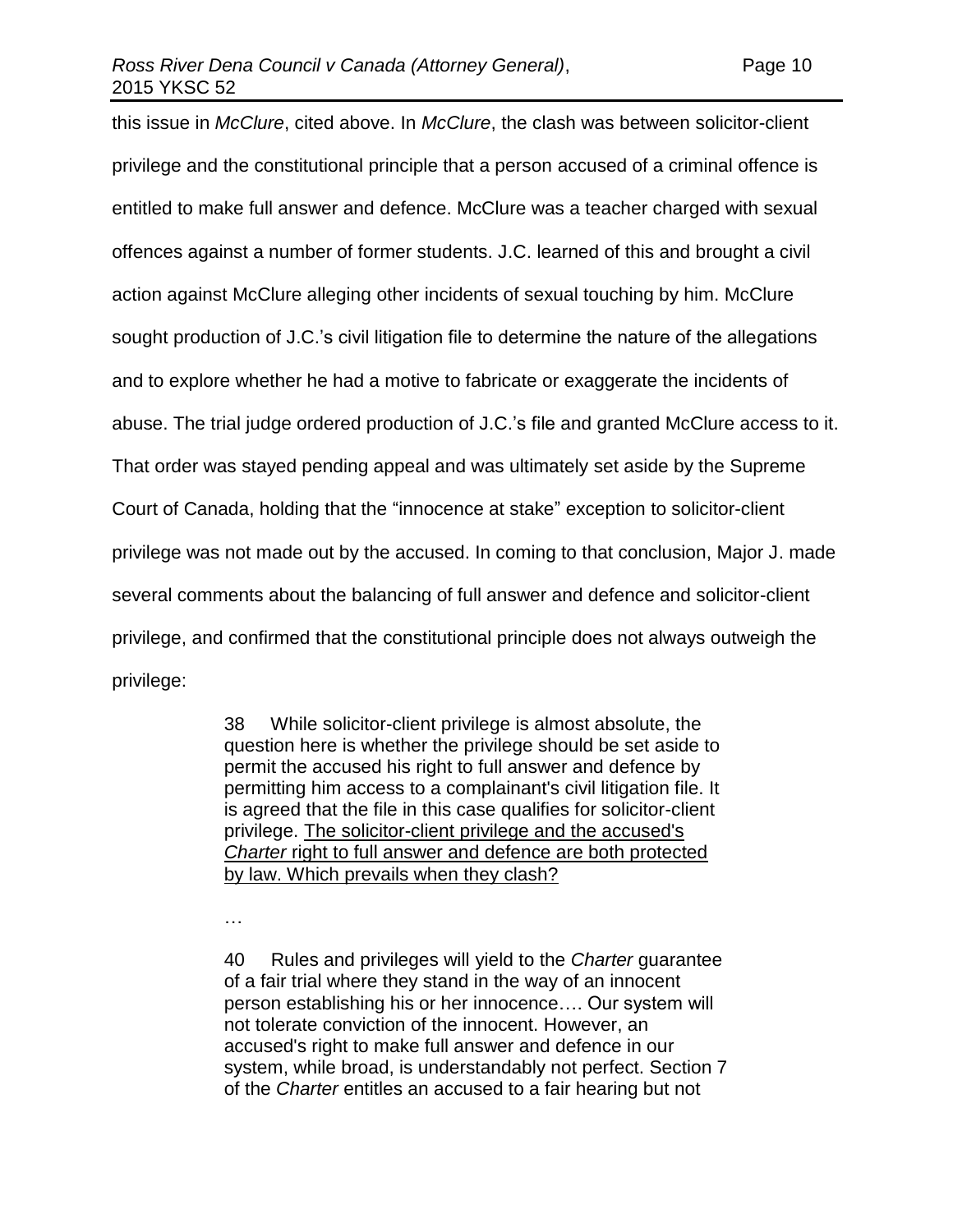this issue in *McClure*, cited above. In *McClure*, the clash was between solicitor-client privilege and the constitutional principle that a person accused of a criminal offence is entitled to make full answer and defence. McClure was a teacher charged with sexual offences against a number of former students. J.C. learned of this and brought a civil action against McClure alleging other incidents of sexual touching by him. McClure sought production of J.C.'s civil litigation file to determine the nature of the allegations and to explore whether he had a motive to fabricate or exaggerate the incidents of abuse. The trial judge ordered production of J.C.'s file and granted McClure access to it. That order was stayed pending appeal and was ultimately set aside by the Supreme Court of Canada, holding that the "innocence at stake" exception to solicitor-client privilege was not made out by the accused. In coming to that conclusion, Major J. made several comments about the balancing of full answer and defence and solicitor-client privilege, and confirmed that the constitutional principle does not always outweigh the privilege:

> 38 While solicitor-client privilege is almost absolute, the question here is whether the privilege should be set aside to permit the accused his right to full answer and defence by permitting him access to a complainant's civil litigation file. It is agreed that the file in this case qualifies for solicitor-client privilege. <u>The solicitor-client privilege and the accused's *Charter* right to full answer and defence are both protected by law. Which prevails when they clash?</u>
>
> …
>
> 40 Rules and privileges will yield to the *Charter* guarantee of a fair trial where they stand in the way of an innocent person establishing his or her innocence…. Our system will not tolerate conviction of the innocent. However, an accused's right to make full answer and defence in our system, while broad, is understandably not perfect. Section 7 of the *Charter* entitles an accused to a fair hearing but not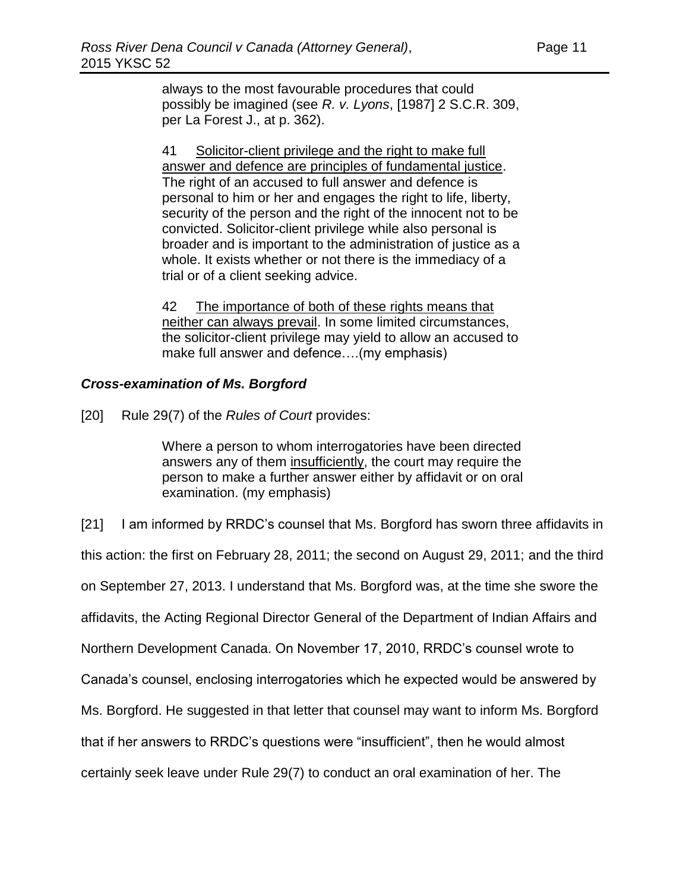always to the most favourable procedures that could possibly be imagined (see *R. v. Lyons*, [1987] 2 S.C.R. 309, per La Forest J., at p. 362).

> 41 <u>Solicitor-client privilege and the right to make full answer and defence are principles of fundamental justice</u>. The right of an accused to full answer and defence is personal to him or her and engages the right to life, liberty, security of the person and the right of the innocent not to be convicted. Solicitor-client privilege while also personal is broader and is important to the administration of justice as a whole. It exists whether or not there is the immediacy of a trial or of a client seeking advice.
>
> 42 <u>The importance of both of these rights means that neither can always prevail</u>. In some limited circumstances, the solicitor-client privilege may yield to allow an accused to make full answer and defence….(my emphasis)

### *Cross-examination of Ms. Borgford*

[20] Rule 29(7) of the *Rules of Court* provides:

> Where a person to whom interrogatories have been directed answers any of them <u>insufficiently</u>, the court may require the person to make a further answer either by affidavit or on oral examination. (my emphasis)

[21] I am informed by RRDC's counsel that Ms. Borgford has sworn three affidavits in this action: the first on February 28, 2011; the second on August 29, 2011; and the third on September 27, 2013. I understand that Ms. Borgford was, at the time she swore the affidavits, the Acting Regional Director General of the Department of Indian Affairs and Northern Development Canada. On November 17, 2010, RRDC's counsel wrote to Canada's counsel, enclosing interrogatories which he expected would be answered by Ms. Borgford. He suggested in that letter that counsel may want to inform Ms. Borgford that if her answers to RRDC's questions were "insufficient", then he would almost certainly seek leave under Rule 29(7) to conduct an oral examination of her. The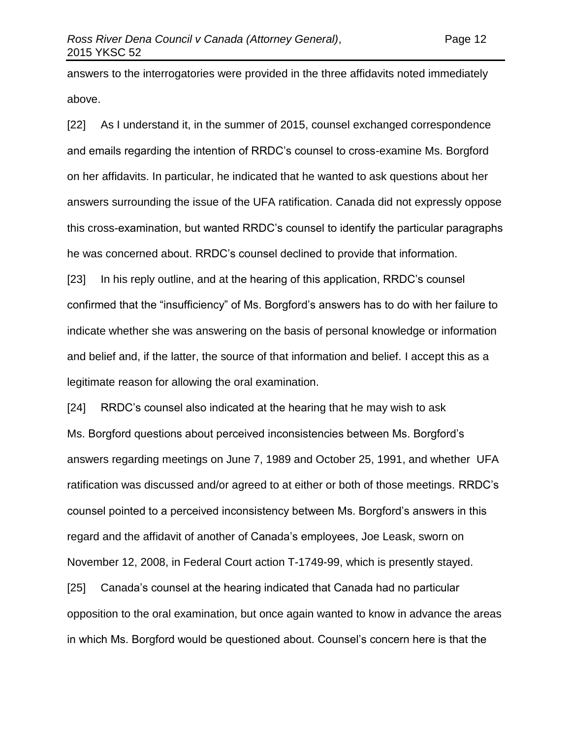answers to the interrogatories were provided in the three affidavits noted immediately above.

[22] As I understand it, in the summer of 2015, counsel exchanged correspondence and emails regarding the intention of RRDC's counsel to cross-examine Ms. Borgford on her affidavits. In particular, he indicated that he wanted to ask questions about her answers surrounding the issue of the UFA ratification. Canada did not expressly oppose this cross-examination, but wanted RRDC's counsel to identify the particular paragraphs he was concerned about. RRDC's counsel declined to provide that information.

[23] In his reply outline, and at the hearing of this application, RRDC's counsel confirmed that the "insufficiency" of Ms. Borgford's answers has to do with her failure to indicate whether she was answering on the basis of personal knowledge or information and belief and, if the latter, the source of that information and belief. I accept this as a legitimate reason for allowing the oral examination.

[24] RRDC's counsel also indicated at the hearing that he may wish to ask Ms. Borgford questions about perceived inconsistencies between Ms. Borgford's answers regarding meetings on June 7, 1989 and October 25, 1991, and whether UFA ratification was discussed and/or agreed to at either or both of those meetings. RRDC's counsel pointed to a perceived inconsistency between Ms. Borgford's answers in this regard and the affidavit of another of Canada's employees, Joe Leask, sworn on November 12, 2008, in Federal Court action T-1749-99, which is presently stayed.

[25] Canada's counsel at the hearing indicated that Canada had no particular opposition to the oral examination, but once again wanted to know in advance the areas in which Ms. Borgford would be questioned about. Counsel's concern here is that the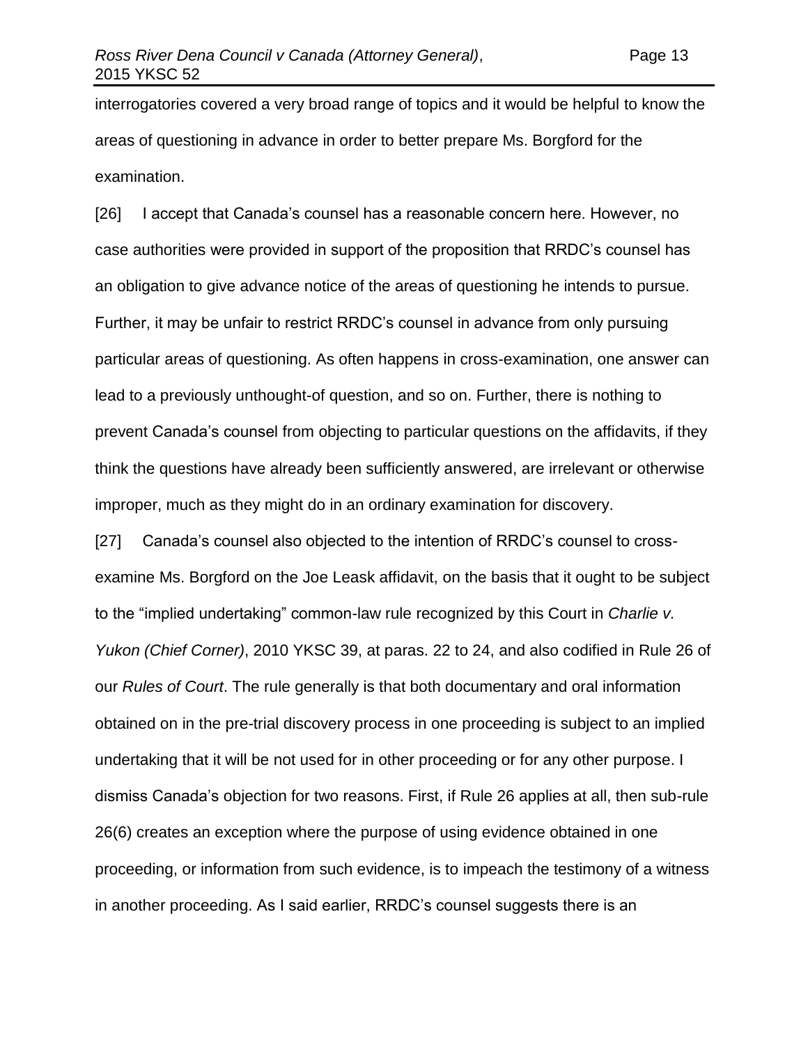interrogatories covered a very broad range of topics and it would be helpful to know the areas of questioning in advance in order to better prepare Ms. Borgford for the examination.

[26] I accept that Canada's counsel has a reasonable concern here. However, no case authorities were provided in support of the proposition that RRDC's counsel has an obligation to give advance notice of the areas of questioning he intends to pursue. Further, it may be unfair to restrict RRDC's counsel in advance from only pursuing particular areas of questioning. As often happens in cross-examination, one answer can lead to a previously unthought-of question, and so on. Further, there is nothing to prevent Canada's counsel from objecting to particular questions on the affidavits, if they think the questions have already been sufficiently answered, are irrelevant or otherwise improper, much as they might do in an ordinary examination for discovery.

[27] Canada's counsel also objected to the intention of RRDC's counsel to cross-examine Ms. Borgford on the Joe Leask affidavit, on the basis that it ought to be subject to the "implied undertaking" common-law rule recognized by this Court in *Charlie v. Yukon (Chief Corner)*, 2010 YKSC 39, at paras. 22 to 24, and also codified in Rule 26 of our *Rules of Court*. The rule generally is that both documentary and oral information obtained on in the pre-trial discovery process in one proceeding is subject to an implied undertaking that it will be not used for in other proceeding or for any other purpose. I dismiss Canada's objection for two reasons. First, if Rule 26 applies at all, then sub-rule 26(6) creates an exception where the purpose of using evidence obtained in one proceeding, or information from such evidence, is to impeach the testimony of a witness in another proceeding. As I said earlier, RRDC's counsel suggests there is an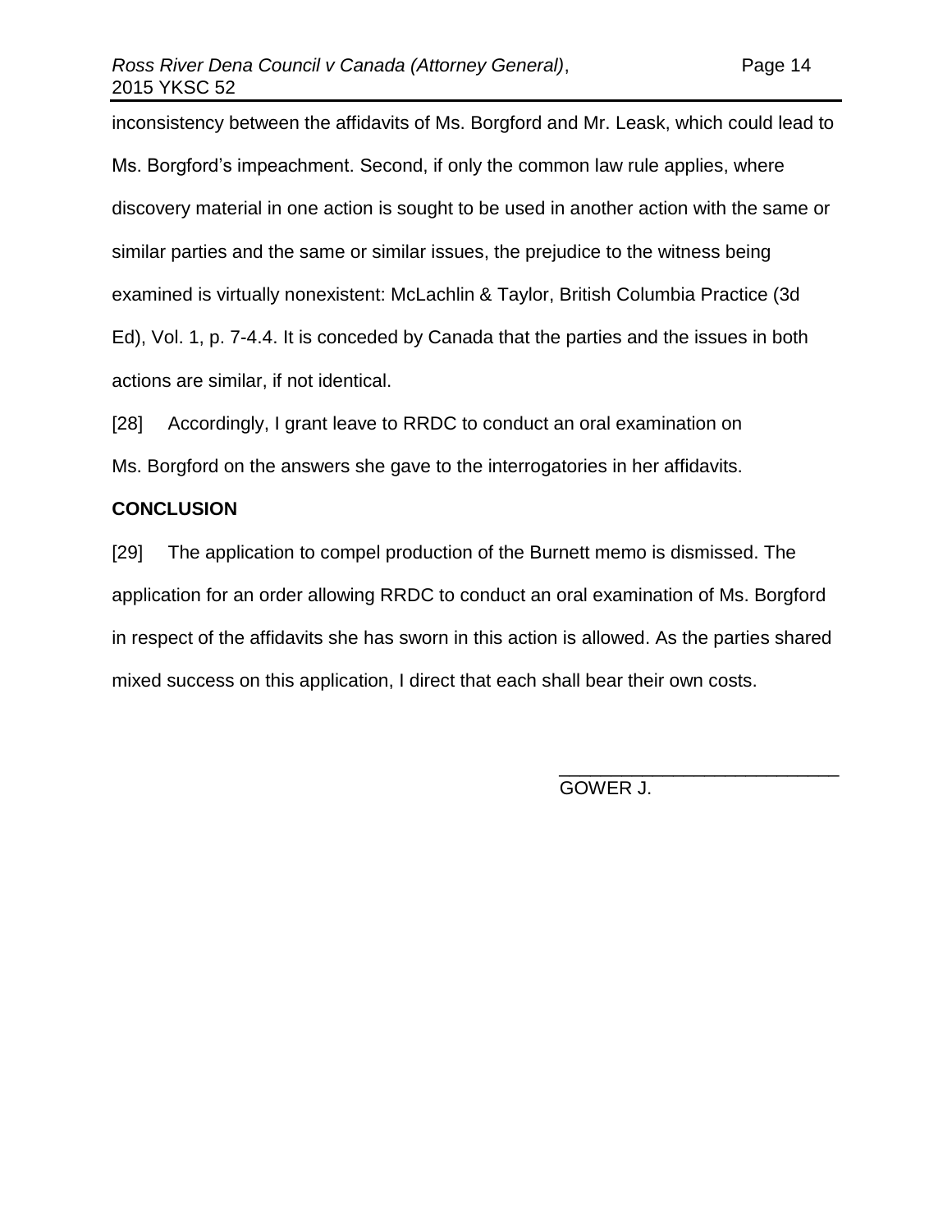inconsistency between the affidavits of Ms. Borgford and Mr. Leask, which could lead to Ms. Borgford's impeachment. Second, if only the common law rule applies, where discovery material in one action is sought to be used in another action with the same or similar parties and the same or similar issues, the prejudice to the witness being examined is virtually nonexistent: McLachlin & Taylor, British Columbia Practice (3d Ed), Vol. 1, p. 7-4.4. It is conceded by Canada that the parties and the issues in both actions are similar, if not identical.

[28] Accordingly, I grant leave to RRDC to conduct an oral examination on Ms. Borgford on the answers she gave to the interrogatories in her affidavits.

**CONCLUSION**

[29] The application to compel production of the Burnett memo is dismissed. The application for an order allowing RRDC to conduct an oral examination of Ms. Borgford in respect of the affidavits she has sworn in this action is allowed. As the parties shared mixed success on this application, I direct that each shall bear their own costs.

\_\_\_\_\_\_\_\_\_\_\_\_\_\_\_\_\_\_\_\_\_\_\_\_\_\_\_\_

GOWER J.